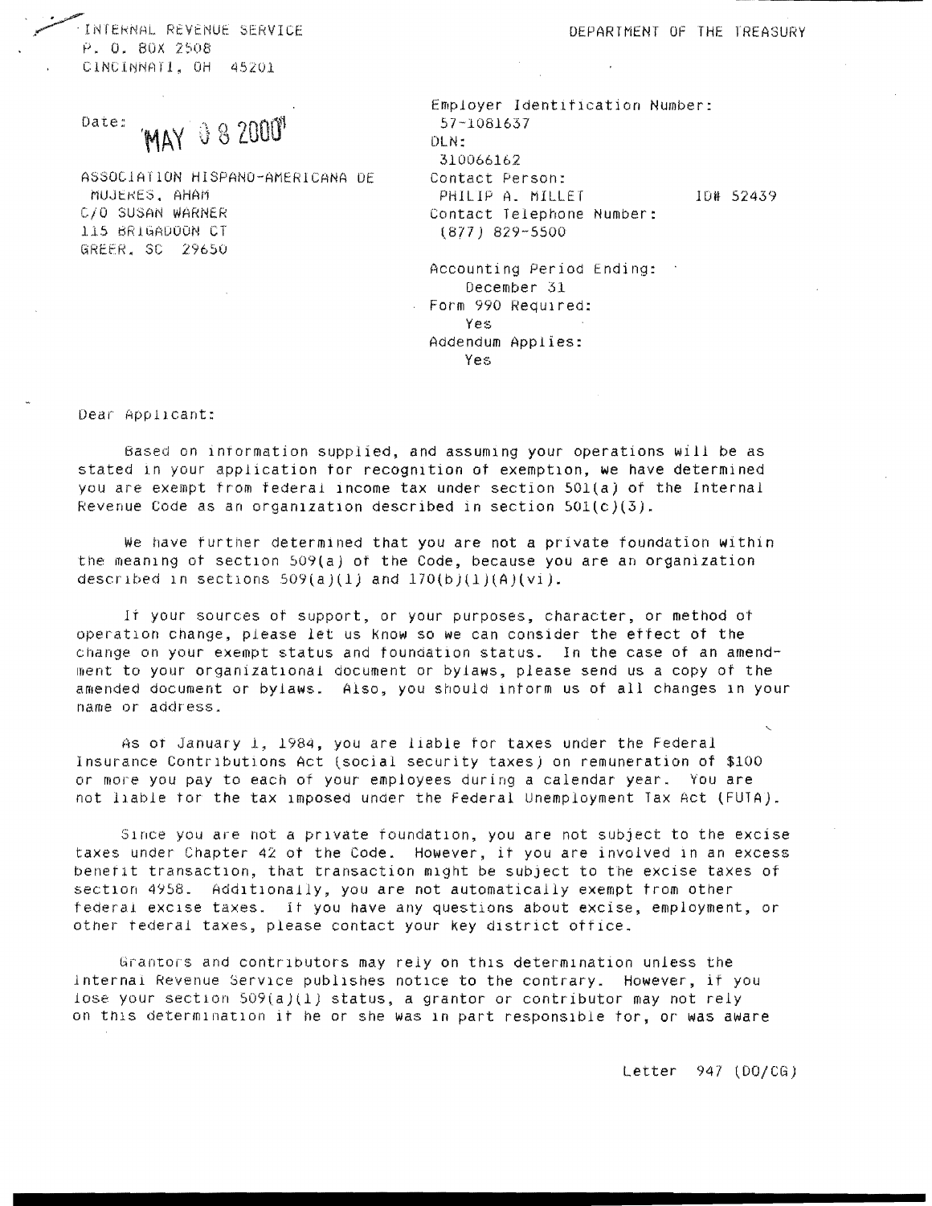INTERNAL REVENUE SERVICE
P. O. BOX 2508
CINCINNATI, OH 45201

DEPARTMENT OF THE TREASURY

Date: MAY 08 2000

ASSOCIATION HISPANO-AMERICANA DE MUJERES, AHAM
C/O SUSAN WARNER
115 BRIGADOON CT
GREER, SC 29650

Employer Identification Number:
57-1081637
DLN:
310066162
Contact Person:
PHILIP A. MILLET ID# 52439
Contact Telephone Number:
(877) 829-5500

Accounting Period Ending:
December 31
Form 990 Required:
Yes
Addendum Applies:
Yes

Dear Applicant:

Based on information supplied, and assuming your operations will be as stated in your application for recognition of exemption, we have determined you are exempt from federal income tax under section 501(a) of the Internal Revenue Code as an organization described in section 501(c)(3).

We have further determined that you are not a private foundation within the meaning of section 509(a) of the Code, because you are an organization described in sections 509(a)(1) and 170(b)(1)(A)(vi).

If your sources of support, or your purposes, character, or method of operation change, please let us know so we can consider the effect of the change on your exempt status and foundation status. In the case of an amendment to your organizational document or bylaws, please send us a copy of the amended document or bylaws. Also, you should inform us of all changes in your name or address.

As of January 1, 1984, you are liable for taxes under the Federal Insurance Contributions Act (social security taxes) on remuneration of $100 or more you pay to each of your employees during a calendar year. You are not liable for the tax imposed under the Federal Unemployment Tax Act (FUTA).

Since you are not a private foundation, you are not subject to the excise taxes under Chapter 42 of the Code. However, if you are involved in an excess benefit transaction, that transaction might be subject to the excise taxes of section 4958. Additionally, you are not automatically exempt from other federal excise taxes. If you have any questions about excise, employment, or other federal taxes, please contact your key district office.

Grantors and contributors may rely on this determination unless the Internal Revenue Service publishes notice to the contrary. However, if you lose your section 509(a)(1) status, a grantor or contributor may not rely on this determination if he or she was in part responsible for, or was aware

Letter 947 (DO/CG)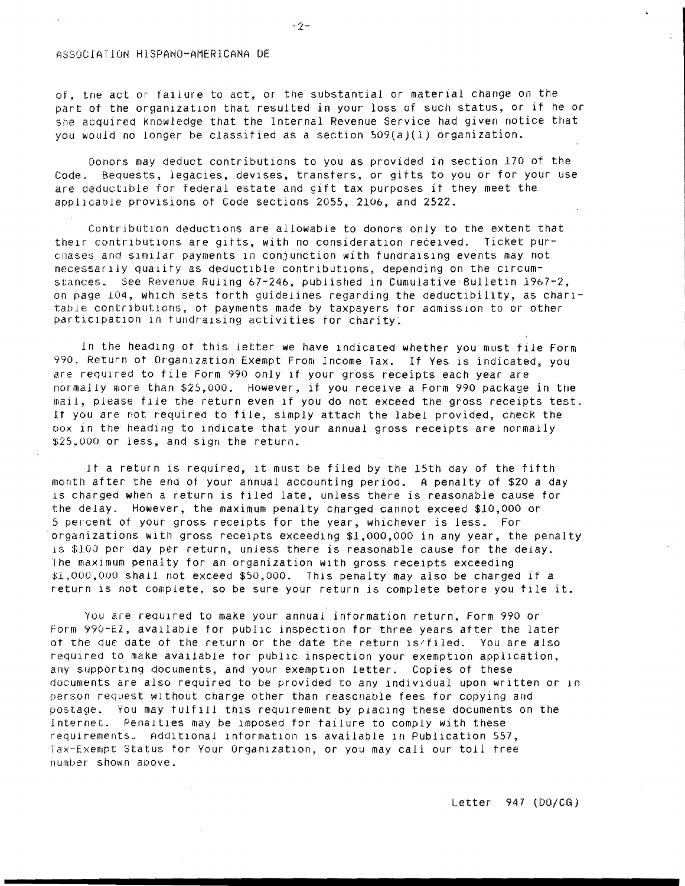ASSOCIATION HISPANO-AMERICANA DE

of, the act or failure to act, or the substantial or material change on the part of the organization that resulted in your loss of such status, or if he or she acquired knowledge that the Internal Revenue Service had given notice that you would no longer be classified as a section 509(a)(1) organization.

Donors may deduct contributions to you as provided in section 170 of the Code. Bequests, legacies, devises, transfers, or gifts to you or for your use are deductible for federal estate and gift tax purposes if they meet the applicable provisions of Code sections 2055, 2106, and 2522.

Contribution deductions are allowable to donors only to the extent that their contributions are gifts, with no consideration received. Ticket purchases and similar payments in conjunction with fundraising events may not necessarily qualify as deductible contributions, depending on the circumstances. See Revenue Ruling 67-246, published in Cumulative Bulletin 1967-2, on page 104, which sets forth guidelines regarding the deductibility, as charitable contributions, of payments made by taxpayers for admission to or other participation in fundraising activities for charity.

In the heading of this letter we have indicated whether you must file Form 990, Return of Organization Exempt From Income Tax. If Yes is indicated, you are required to file Form 990 only if your gross receipts each year are normally more than $25,000. However, if you receive a Form 990 package in the mail, please file the return even if you do not exceed the gross receipts test. If you are not required to file, simply attach the label provided, check the box in the heading to indicate that your annual gross receipts are normally $25,000 or less, and sign the return.

If a return is required, it must be filed by the 15th day of the fifth month after the end of your annual accounting period. A penalty of $20 a day is charged when a return is filed late, unless there is reasonable cause for the delay. However, the maximum penalty charged cannot exceed $10,000 or 5 percent of your gross receipts for the year, whichever is less. For organizations with gross receipts exceeding $1,000,000 in any year, the penalty is $100 per day per return, unless there is reasonable cause for the delay. The maximum penalty for an organization with gross receipts exceeding $1,000,000 shall not exceed $50,000. This penalty may also be charged if a return is not complete, so be sure your return is complete before you file it.

You are required to make your annual information return, Form 990 or Form 990-EZ, available for public inspection for three years after the later of the due date of the return or the date the return is filed. You are also required to make available for public inspection your exemption application, any supporting documents, and your exemption letter. Copies of these documents are also required to be provided to any individual upon written or in person request without charge other than reasonable fees for copying and postage. You may fulfill this requirement by placing these documents on the Internet. Penalties may be imposed for failure to comply with these requirements. Additional information is available in Publication 557, Tax-Exempt Status for Your Organization, or you may call our toll free number shown above.

Letter 947 (DO/CG)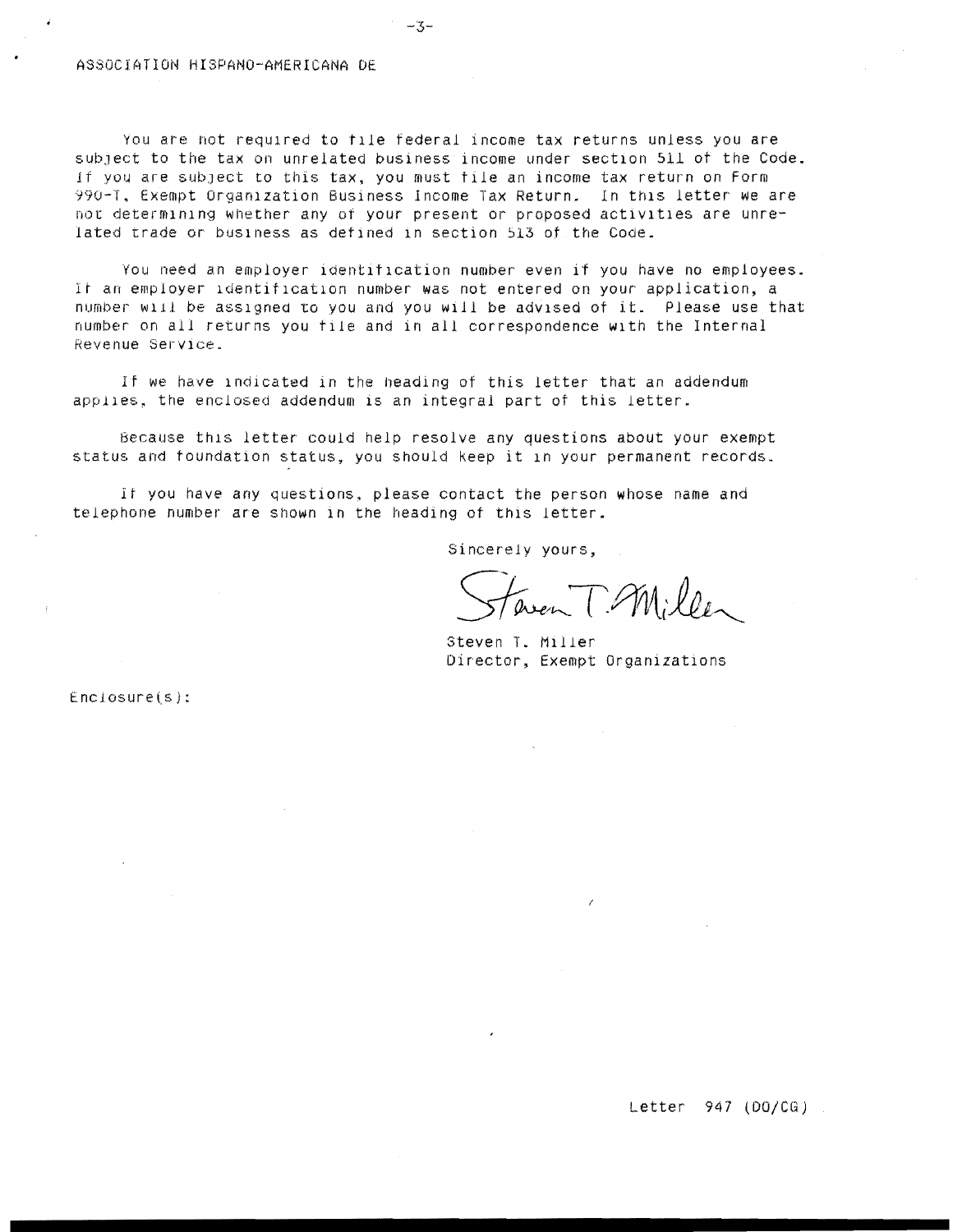ASSOCIATION HISPANO-AMERICANA DE

You are not required to file federal income tax returns unless you are subject to the tax on unrelated business income under section 511 of the Code. If you are subject to this tax, you must file an income tax return on Form 990-T, Exempt Organization Business Income Tax Return. In this letter we are not determining whether any of your present or proposed activities are unrelated trade or business as defined in section 513 of the Code.

You need an employer identification number even if you have no employees. If an employer identification number was not entered on your application, a number will be assigned to you and you will be advised of it. Please use that number on all returns you file and in all correspondence with the Internal Revenue Service.

If we have indicated in the heading of this letter that an addendum applies, the enclosed addendum is an integral part of this letter.

Because this letter could help resolve any questions about your exempt status and foundation status, you should keep it in your permanent records.

If you have any questions, please contact the person whose name and telephone number are shown in the heading of this letter.

Sincerely yours,

Steven T. Miller

Steven T. Miller
Director, Exempt Organizations

Enclosure(s):

Letter 947 (DO/CG)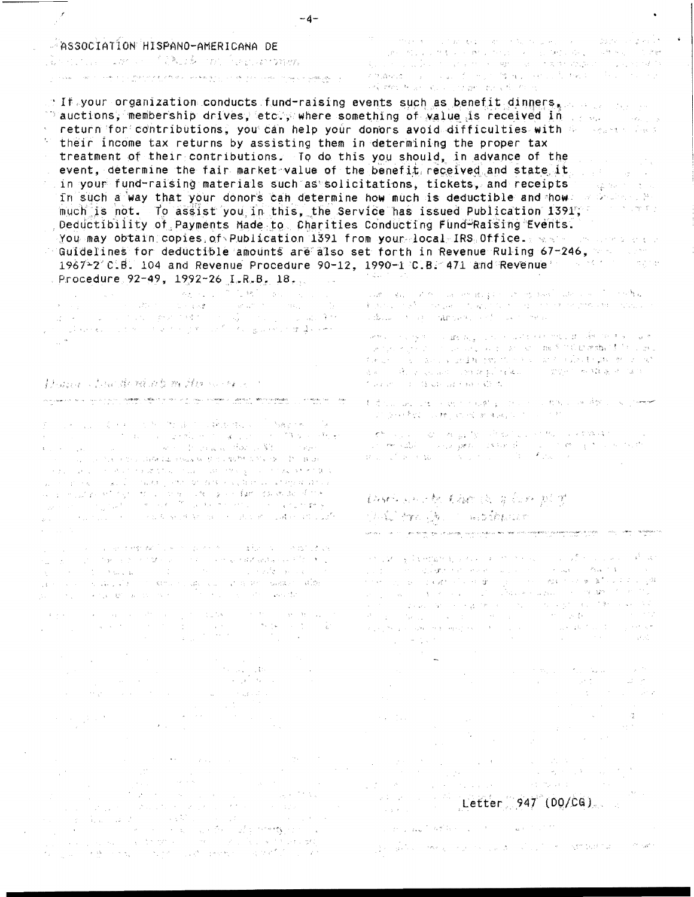ASSOCIATION HISPANO-AMERICANA DE

If your organization conducts fund-raising events such as benefit dinners, auctions, membership drives, etc., where something of value is received in return for contributions, you can help your donors avoid difficulties with their income tax returns by assisting them in determining the proper tax treatment of their contributions. To do this you should, in advance of the event, determine the fair market value of the benefit received and state it in your fund-raising materials such as solicitations, tickets, and receipts in such a way that your donors can determine how much is deductible and how much is not. To assist you in this, the Service has issued Publication 1391, Deductibility of Payments Made to Charities Conducting Fund-Raising Events. You may obtain copies of Publication 1391 from your local IRS Office. Guidelines for deductible amounts are also set forth in Revenue Ruling 67-246, 1967-2 C.B. 104 and Revenue Procedure 90-12, 1990-1 C.B. 471 and Revenue Procedure 92-49, 1992-26 I.R.B. 18.

Letter 947 (DO/CG)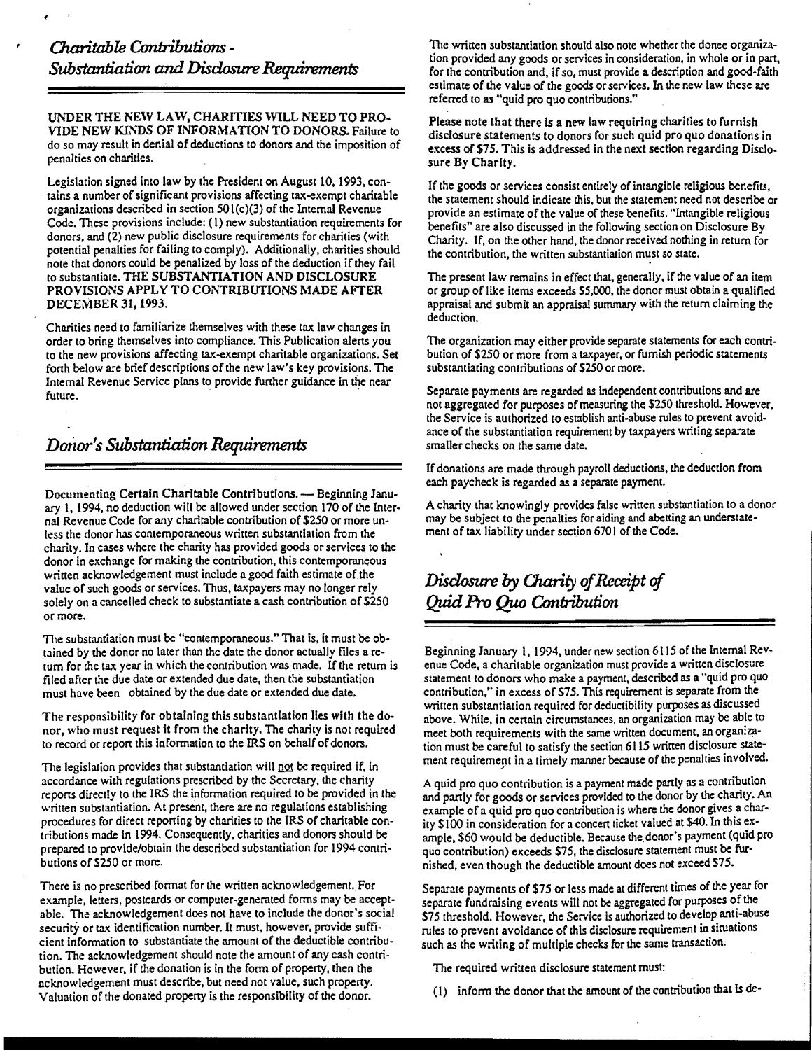## *Charitable Contributions - Substantiation and Disclosure Requirements*

UNDER THE NEW LAW, CHARITIES WILL NEED TO PROVIDE NEW KINDS OF INFORMATION TO DONORS. Failure to do so may result in denial of deductions to donors and the imposition of penalties on charities.

Legislation signed into law by the President on August 10, 1993, contains a number of significant provisions affecting tax-exempt charitable organizations described in section 501(c)(3) of the Internal Revenue Code. These provisions include: (1) new substantiation requirements for donors, and (2) new public disclosure requirements for charities (with potential penalties for failing to comply). Additionally, charities should note that donors could be penalized by loss of the deduction if they fail to substantiate. **THE SUBSTANTIATION AND DISCLOSURE PROVISIONS APPLY TO CONTRIBUTIONS MADE AFTER DECEMBER 31, 1993.**

Charities need to familiarize themselves with these tax law changes in order to bring themselves into compliance. This Publication alerts you to the new provisions affecting tax-exempt charitable organizations. Set forth below are brief descriptions of the new law's key provisions. The Internal Revenue Service plans to provide further guidance in the near future.

## *Donor's Substantiation Requirements*

**Documenting Certain Charitable Contributions. —** Beginning January 1, 1994, no deduction will be allowed under section 170 of the Internal Revenue Code for any charitable contribution of $250 or more unless the donor has contemporaneous written substantiation from the charity. In cases where the charity has provided goods or services to the donor in exchange for making the contribution, this contemporaneous written acknowledgement must include a good faith estimate of the value of such goods or services. Thus, taxpayers may no longer rely solely on a cancelled check to substantiate a cash contribution of $250 or more.

The substantiation must be "contemporaneous." That is, it must be obtained by the donor no later than the date the donor actually files a return for the tax year in which the contribution was made. If the return is filed after the due date or extended due date, then the substantiation must have been obtained by the due date or extended due date.

**The responsibility for obtaining this substantiation lies with the donor, who must request it from the charity.** The charity is not required to record or report this information to the IRS on behalf of donors.

The legislation provides that substantiation will not be required if, in accordance with regulations prescribed by the Secretary, the charity reports directly to the IRS the information required to be provided in the written substantiation. At present, there are no regulations establishing procedures for direct reporting by charities to the IRS of charitable contributions made in 1994. Consequently, charities and donors should be prepared to provide/obtain the described substantiation for 1994 contributions of $250 or more.

There is no prescribed format for the written acknowledgement. For example, letters, postcards or computer-generated forms may be acceptable. The acknowledgement does not have to include the donor's social security or tax identification number. It must, however, provide sufficient information to substantiate the amount of the deductible contribution. The acknowledgement should note the amount of any cash contribution. However, if the donation is in the form of property, then the acknowledgement must describe, but need not value, such property. Valuation of the donated property is the responsibility of the donor.

The written substantiation should also note whether the donee organization provided any goods or services in consideration, in whole or in part, for the contribution and, if so, must provide a description and good-faith estimate of the value of the goods or services. In the new law these are referred to as "quid pro quo contributions."

**Please note that there is a new law requiring charities to furnish disclosure statements to donors for such quid pro quo donations in excess of $75. This is addressed in the next section regarding Disclosure By Charity.**

If the goods or services consist entirely of intangible religious benefits, the statement should indicate this, but the statement need not describe or provide an estimate of the value of these benefits. "Intangible religious benefits" are also discussed in the following section on Disclosure By Charity. If, on the other hand, the donor received nothing in return for the contribution, the written substantiation must so state.

The present law remains in effect that, generally, if the value of an item or group of like items exceeds $5,000, the donor must obtain a qualified appraisal and submit an appraisal summary with the return claiming the deduction.

The organization may either provide separate statements for each contribution of $250 or more from a taxpayer, or furnish periodic statements substantiating contributions of $250 or more.

Separate payments are regarded as independent contributions and are not aggregated for purposes of measuring the $250 threshold. However, the Service is authorized to establish anti-abuse rules to prevent avoidance of the substantiation requirement by taxpayers writing separate smaller checks on the same date.

If donations are made through payroll deductions, the deduction from each paycheck is regarded as a separate payment.

A charity that knowingly provides false written substantiation to a donor may be subject to the penalties for aiding and abetting an understatement of tax liability under section 6701 of the Code.

## *Disclosure by Charity of Receipt of Quid Pro Quo Contribution*

Beginning January 1, 1994, under new section 6115 of the Internal Revenue Code, a charitable organization must provide a written disclosure statement to donors who make a payment, described as a "quid pro quo contribution," in excess of $75. This requirement is separate from the written substantiation required for deductibility purposes as discussed above. While, in certain circumstances, an organization may be able to meet both requirements with the same written document, an organization must be careful to satisfy the section 6115 written disclosure statement requirement in a timely manner because of the penalties involved.

A quid pro quo contribution is a payment made partly as a contribution and partly for goods or services provided to the donor by the charity. An example of a quid pro quo contribution is where the donor gives a charity $100 in consideration for a concert ticket valued at $40. In this example, $60 would be deductible. Because the donor's payment (quid pro quo contribution) exceeds $75, the disclosure statement must be furnished, even though the deductible amount does not exceed $75.

Separate payments of $75 or less made at different times of the year for separate fundraising events will not be aggregated for purposes of the $75 threshold. However, the Service is authorized to develop anti-abuse rules to prevent avoidance of this disclosure requirement in situations such as the writing of multiple checks for the same transaction.

The required written disclosure statement must:

(1) inform the donor that the amount of the contribution that is de-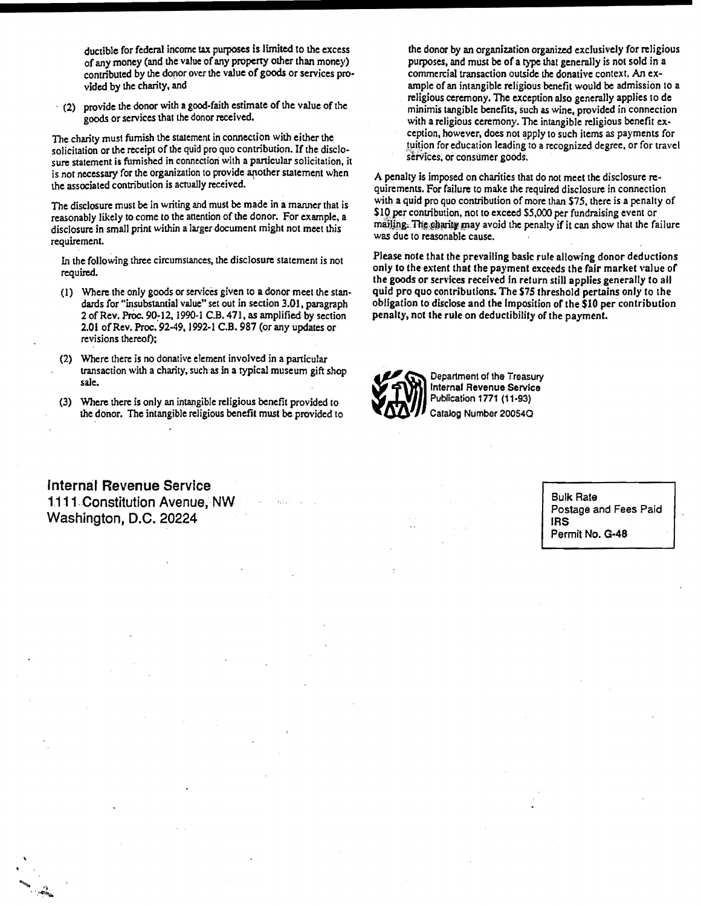ductible for federal income tax purposes is limited to the excess of any money (and the value of any property other than money) contributed by the donor over the value of goods or services provided by the charity, and

(2) provide the donor with a good-faith estimate of the value of the goods or services that the donor received.

The charity must furnish the statement in connection with either the solicitation or the receipt of the quid pro quo contribution. If the disclosure statement is furnished in connection with a particular solicitation, it is not necessary for the organization to provide another statement when the associated contribution is actually received.

The disclosure must be in writing and must be made in a manner that is reasonably likely to come to the attention of the donor. For example, a disclosure in small print within a larger document might not meet this requirement.

In the following three circumstances, the disclosure statement is not required.

(1) Where the only goods or services given to a donor meet the standards for "insubstantial value" set out in section 3.01, paragraph 2 of Rev. Proc. 90-12, 1990-1 C.B. 471, as amplified by section 2.01 of Rev. Proc. 92-49, 1992-1 C.B. 987 (or any updates or revisions thereof);

(2) Where there is no donative element involved in a particular transaction with a charity, such as in a typical museum gift shop sale.

(3) Where there is only an intangible religious benefit provided to the donor. The intangible religious benefit must be provided to the donor by an organization organized exclusively for religious purposes, and must be of a type that generally is not sold in a commercial transaction outside the donative context. An example of an intangible religious benefit would be admission to a religious ceremony. The exception also generally applies to de minimis tangible benefits, such as wine, provided in connection with a religious ceremony. The intangible religious benefit exception, however, does not apply to such items as payments for tuition for education leading to a recognized degree, or for travel services, or consumer goods.

A penalty is imposed on charities that do not meet the disclosure requirements. For failure to make the required disclosure in connection with a quid pro quo contribution of more than $75, there is a penalty of $10 per contribution, not to exceed $5,000 per fundraising event or mailing. The charity may avoid the penalty if it can show that the failure was due to reasonable cause.

**Please note that the prevailing basic rule allowing donor deductions only to the extent that the payment exceeds the fair market value of the goods or services received in return still applies generally to all quid pro quo contributions. The $75 threshold pertains only to the obligation to disclose and the imposition of the $10 per contribution penalty, not the rule on deductibility of the payment.**

Department of the Treasury
**Internal Revenue Service**
Publication 1771 (11-93)
Catalog Number 20054Q

**Internal Revenue Service**
1111 Constitution Avenue, NW
Washington, D.C. 20224

Bulk Rate
Postage and Fees Paid
**IRS**
Permit No. **G-48**